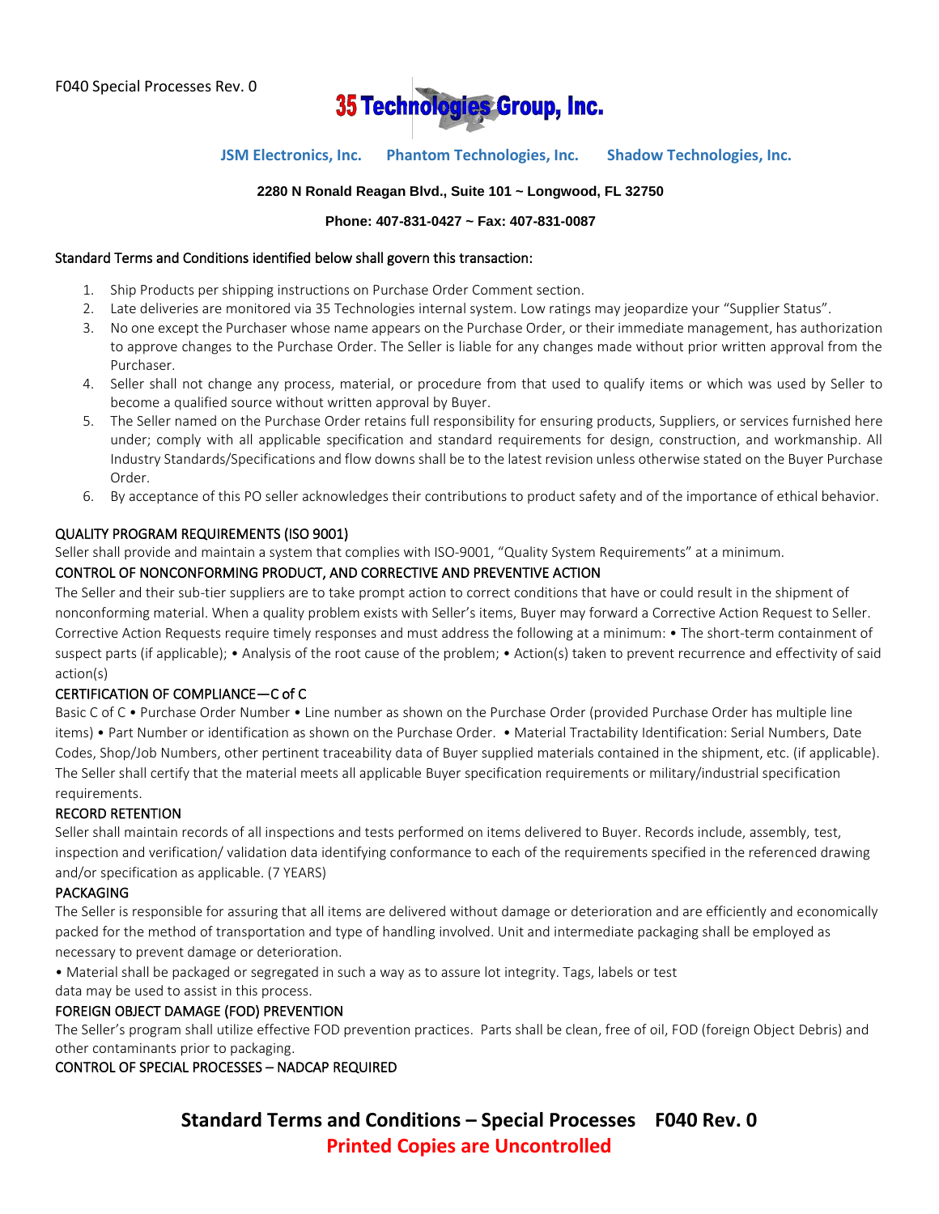F040 Special Processes Rev. 0

# 35 Technologies Group, Inc.

**JSM Electronics, Inc.    Phantom Technologies, Inc.    Shadow Technologies, Inc.**

**2280 N Ronald Reagan Blvd., Suite 101 ~ Longwood, FL 32750**

**Phone: 407-831-0427 ~ Fax: 407-831-0087**

Standard Terms and Conditions identified below shall govern this transaction:

1. Ship Products per shipping instructions on Purchase Order Comment section.
2. Late deliveries are monitored via 35 Technologies internal system. Low ratings may jeopardize your "Supplier Status".
3. No one except the Purchaser whose name appears on the Purchase Order, or their immediate management, has authorization to approve changes to the Purchase Order. The Seller is liable for any changes made without prior written approval from the Purchaser.
4. Seller shall not change any process, material, or procedure from that used to qualify items or which was used by Seller to become a qualified source without written approval by Buyer.
5. The Seller named on the Purchase Order retains full responsibility for ensuring products, Suppliers, or services furnished here under; comply with all applicable specification and standard requirements for design, construction, and workmanship. All Industry Standards/Specifications and flow downs shall be to the latest revision unless otherwise stated on the Buyer Purchase Order.
6. By acceptance of this PO seller acknowledges their contributions to product safety and of the importance of ethical behavior.

## QUALITY PROGRAM REQUIREMENTS (ISO 9001)

Seller shall provide and maintain a system that complies with ISO-9001, "Quality System Requirements" at a minimum.

## CONTROL OF NONCONFORMING PRODUCT, AND CORRECTIVE AND PREVENTIVE ACTION

The Seller and their sub-tier suppliers are to take prompt action to correct conditions that have or could result in the shipment of nonconforming material. When a quality problem exists with Seller's items, Buyer may forward a Corrective Action Request to Seller. Corrective Action Requests require timely responses and must address the following at a minimum: • The short-term containment of suspect parts (if applicable); • Analysis of the root cause of the problem; • Action(s) taken to prevent recurrence and effectivity of said action(s)

## CERTIFICATION OF COMPLIANCE—C of C

Basic C of C • Purchase Order Number • Line number as shown on the Purchase Order (provided Purchase Order has multiple line items) • Part Number or identification as shown on the Purchase Order. • Material Tractability Identification: Serial Numbers, Date Codes, Shop/Job Numbers, other pertinent traceability data of Buyer supplied materials contained in the shipment, etc. (if applicable). The Seller shall certify that the material meets all applicable Buyer specification requirements or military/industrial specification requirements.

## RECORD RETENTION

Seller shall maintain records of all inspections and tests performed on items delivered to Buyer. Records include, assembly, test, inspection and verification/ validation data identifying conformance to each of the requirements specified in the referenced drawing and/or specification as applicable. (7 YEARS)

## PACKAGING

The Seller is responsible for assuring that all items are delivered without damage or deterioration and are efficiently and economically packed for the method of transportation and type of handling involved. Unit and intermediate packaging shall be employed as necessary to prevent damage or deterioration.

• Material shall be packaged or segregated in such a way as to assure lot integrity. Tags, labels or test data may be used to assist in this process.

## FOREIGN OBJECT DAMAGE (FOD) PREVENTION

The Seller's program shall utilize effective FOD prevention practices. Parts shall be clean, free of oil, FOD (foreign Object Debris) and other contaminants prior to packaging.

## CONTROL OF SPECIAL PROCESSES – NADCAP REQUIRED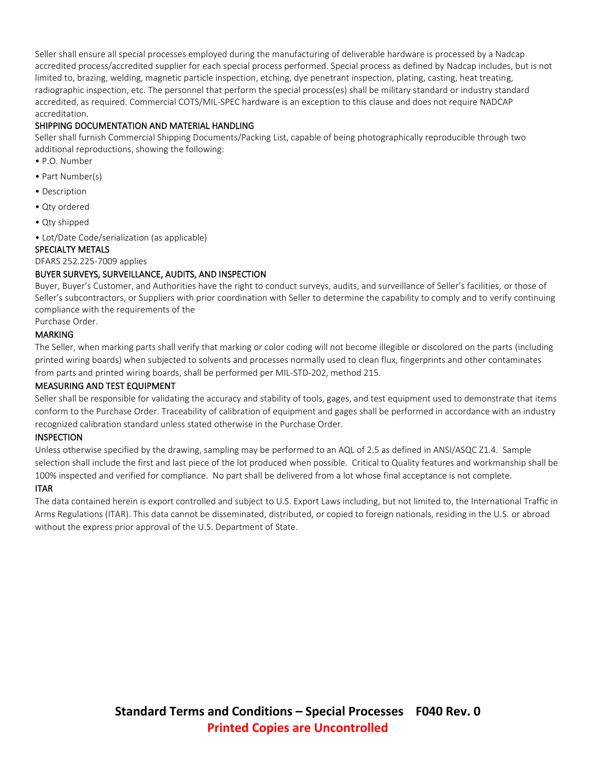Seller shall ensure all special processes employed during the manufacturing of deliverable hardware is processed by a Nadcap accredited process/accredited supplier for each special process performed. Special process as defined by Nadcap includes, but is not limited to, brazing, welding, magnetic particle inspection, etching, dye penetrant inspection, plating, casting, heat treating, radiographic inspection, etc. The personnel that perform the special process(es) shall be military standard or industry standard accredited, as required. Commercial COTS/MIL-SPEC hardware is an exception to this clause and does not require NADCAP accreditation.

SHIPPING DOCUMENTATION AND MATERIAL HANDLING

Seller shall furnish Commercial Shipping Documents/Packing List, capable of being photographically reproducible through two additional reproductions, showing the following:

- P.O. Number
- Part Number(s)
- Description
- Qty ordered
- Qty shipped
- Lot/Date Code/serialization (as applicable)

SPECIALTY METALS

DFARS 252.225-7009 applies

BUYER SURVEYS, SURVEILLANCE, AUDITS, AND INSPECTION

Buyer, Buyer's Customer, and Authorities have the right to conduct surveys, audits, and surveillance of Seller's facilities, or those of Seller's subcontractors, or Suppliers with prior coordination with Seller to determine the capability to comply and to verify continuing compliance with the requirements of the Purchase Order.

MARKING

The Seller, when marking parts shall verify that marking or color coding will not become illegible or discolored on the parts (including printed wiring boards) when subjected to solvents and processes normally used to clean flux, fingerprints and other contaminates from parts and printed wiring boards, shall be performed per MIL-STD-202, method 215.

MEASURING AND TEST EQUIPMENT

Seller shall be responsible for validating the accuracy and stability of tools, gages, and test equipment used to demonstrate that items conform to the Purchase Order. Traceability of calibration of equipment and gages shall be performed in accordance with an industry recognized calibration standard unless stated otherwise in the Purchase Order.

INSPECTION

Unless otherwise specified by the drawing, sampling may be performed to an AQL of 2.5 as defined in ANSI/ASQC Z1.4. Sample selection shall include the first and last piece of the lot produced when possible. Critical to Quality features and workmanship shall be 100% inspected and verified for compliance. No part shall be delivered from a lot whose final acceptance is not complete.

ITAR

The data contained herein is export controlled and subject to U.S. Export Laws including, but not limited to, the International Traffic in Arms Regulations (ITAR). This data cannot be disseminated, distributed, or copied to foreign nationals, residing in the U.S. or abroad without the express prior approval of the U.S. Department of State.